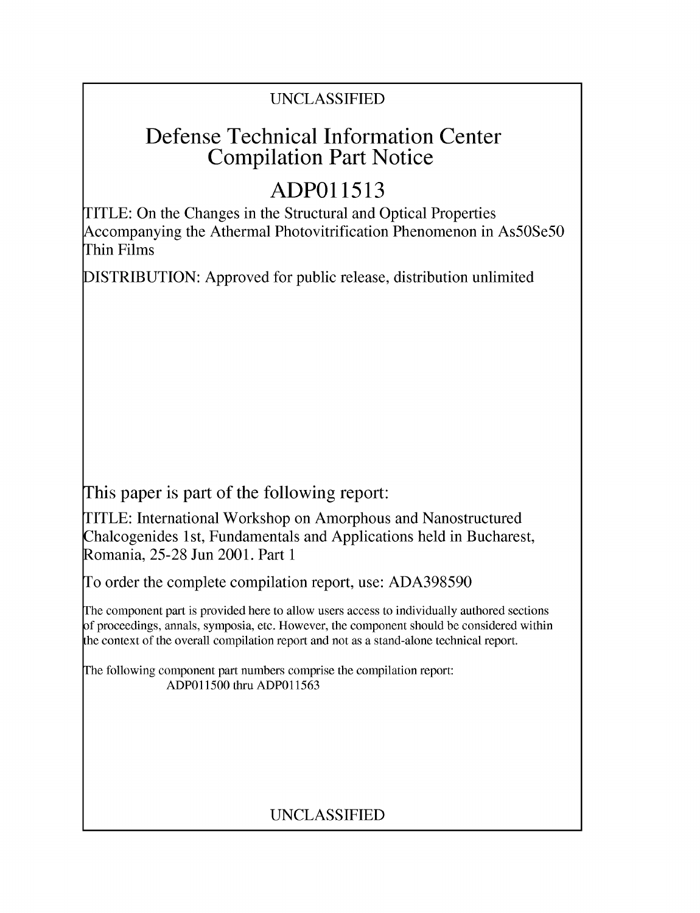UNCLASSIFIED

# Defense Technical Information Center Compilation Part Notice

# ADP011513

TITLE: On the Changes in the Structural and Optical Properties Accompanying the Athermal Photovitrification Phenomenon in As50Se50 Thin Films

DISTRIBUTION: Approved for public release, distribution unlimited

This paper is part of the following report:

TITLE: International Workshop on Amorphous and Nanostructured Chalcogenides 1st, Fundamentals and Applications held in Bucharest, Romania, 25-28 Jun 2001. Part 1

To order the complete compilation report, use: ADA398590

The component part is provided here to allow users access to individually authored sections of proceedings, annals, symposia, etc. However, the component should be considered within the context of the overall compilation report and not as a stand-alone technical report.

The following component part numbers comprise the compilation report:
ADP011500 thru ADP011563

UNCLASSIFIED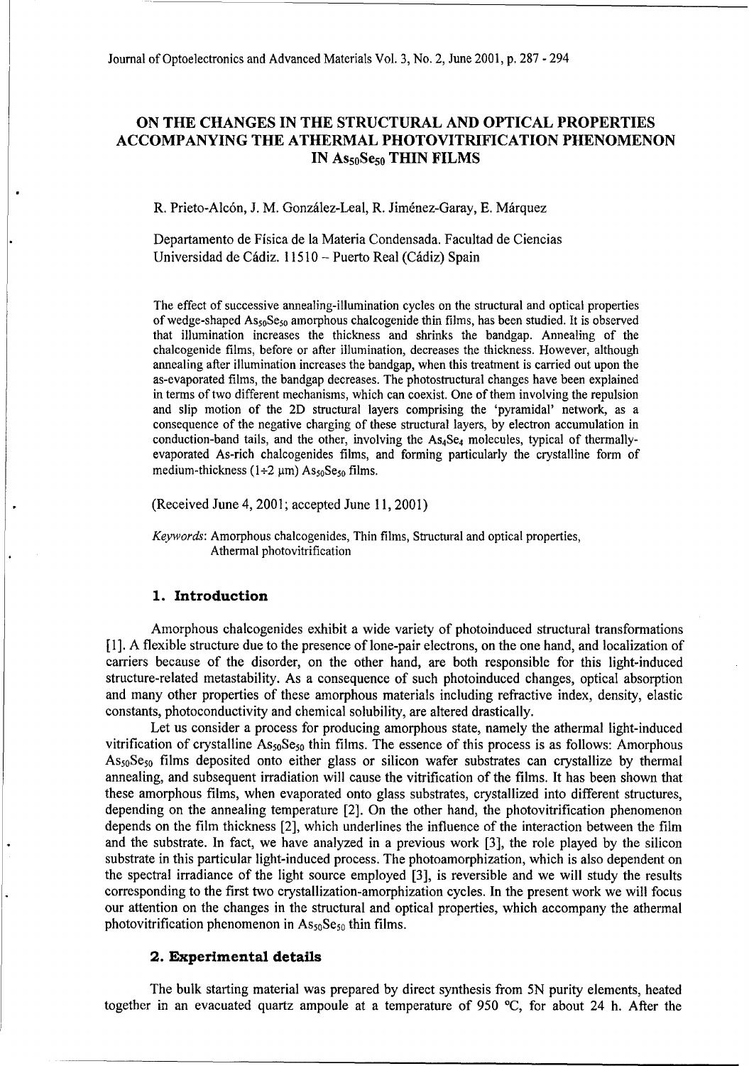# ON THE CHANGES IN THE STRUCTURAL AND OPTICAL PROPERTIES ACCOMPANYING THE ATHERMAL PHOTOVITRIFICATION PHENOMENON IN $As_{50}Se_{50}$ THIN FILMS

R. Prieto-Alcón, J. M. González-Leal, R. Jiménez-Garay, E. Márquez

Departamento de Física de la Materia Condensada. Facultad de Ciencias
Universidad de Cádiz. 11510 – Puerto Real (Cádiz) Spain

The effect of successive annealing-illumination cycles on the structural and optical properties of wedge-shaped $As_{50}Se_{50}$ amorphous chalcogenide thin films, has been studied. It is observed that illumination increases the thickness and shrinks the bandgap. Annealing of the chalcogenide films, before or after illumination, decreases the thickness. However, although annealing after illumination increases the bandgap, when this treatment is carried out upon the as-evaporated films, the bandgap decreases. The photostructural changes have been explained in terms of two different mechanisms, which can coexist. One of them involving the repulsion and slip motion of the 2D structural layers comprising the 'pyramidal' network, as a consequence of the negative charging of these structural layers, by electron accumulation in conduction-band tails, and the other, involving the $As_4Se_4$ molecules, typical of thermally-evaporated As-rich chalcogenides films, and forming particularly the crystalline form of medium-thickness (1÷2 μm) $As_{50}Se_{50}$ films.

(Received June 4, 2001; accepted June 11, 2001)

*Keywords*: Amorphous chalcogenides, Thin films, Structural and optical properties, Athermal photovitrification

## 1. Introduction

Amorphous chalcogenides exhibit a wide variety of photoinduced structural transformations [1]. A flexible structure due to the presence of lone-pair electrons, on the one hand, and localization of carriers because of the disorder, on the other hand, are both responsible for this light-induced structure-related metastability. As a consequence of such photoinduced changes, optical absorption and many other properties of these amorphous materials including refractive index, density, elastic constants, photoconductivity and chemical solubility, are altered drastically.

Let us consider a process for producing amorphous state, namely the athermal light-induced vitrification of crystalline $As_{50}Se_{50}$ thin films. The essence of this process is as follows: Amorphous $As_{50}Se_{50}$ films deposited onto either glass or silicon wafer substrates can crystallize by thermal annealing, and subsequent irradiation will cause the vitrification of the films. It has been shown that these amorphous films, when evaporated onto glass substrates, crystallized into different structures, depending on the annealing temperature [2]. On the other hand, the photovitrification phenomenon depends on the film thickness [2], which underlines the influence of the interaction between the film and the substrate. In fact, we have analyzed in a previous work [3], the role played by the silicon substrate in this particular light-induced process. The photoamorphization, which is also dependent on the spectral irradiance of the light source employed [3], is reversible and we will study the results corresponding to the first two crystallization-amorphization cycles. In the present work we will focus our attention on the changes in the structural and optical properties, which accompany the athermal photovitrification phenomenon in $As_{50}Se_{50}$ thin films.

## 2. Experimental details

The bulk starting material was prepared by direct synthesis from 5N purity elements, heated together in an evacuated quartz ampoule at a temperature of 950 °C, for about 24 h. After the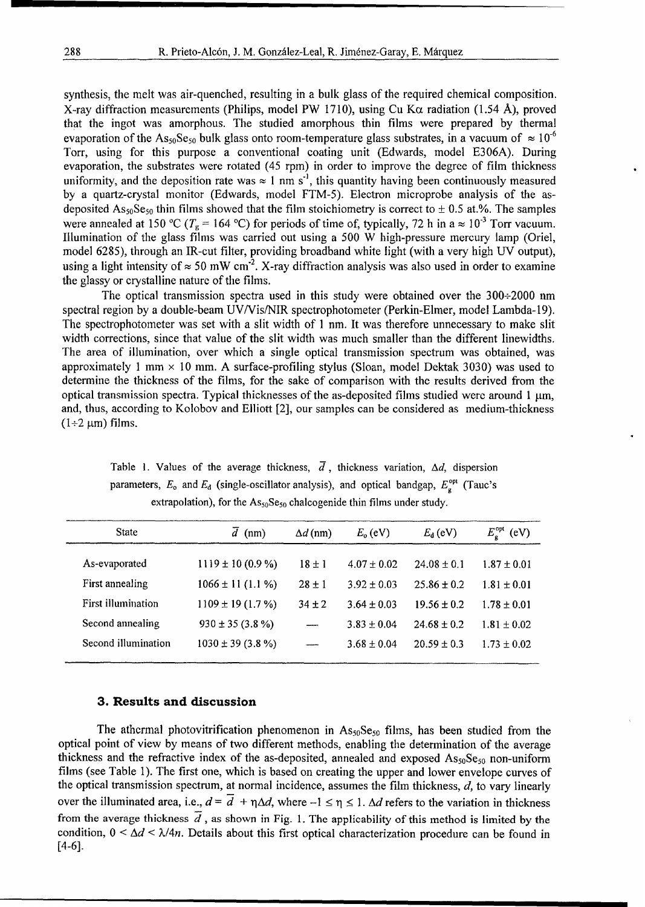synthesis, the melt was air-quenched, resulting in a bulk glass of the required chemical composition. X-ray diffraction measurements (Philips, model PW 1710), using Cu Kα radiation (1.54 Å), proved that the ingot was amorphous. The studied amorphous thin films were prepared by thermal evaporation of the $As_{50}Se_{50}$ bulk glass onto room-temperature glass substrates, in a vacuum of $\approx 10^{-6}$ Torr, using for this purpose a conventional coating unit (Edwards, model E306A). During evaporation, the substrates were rotated (45 rpm) in order to improve the degree of film thickness uniformity, and the deposition rate was $\approx 1$ nm $s^{-1}$, this quantity having been continuously measured by a quartz-crystal monitor (Edwards, model FTM-5). Electron microprobe analysis of the as-deposited $As_{50}Se_{50}$ thin films showed that the film stoichiometry is correct to $\pm$ 0.5 at.%. The samples were annealed at 150 °C ($T_g$ = 164 °C) for periods of time of, typically, 72 h in a $\approx 10^{-3}$ Torr vacuum. Illumination of the glass films was carried out using a 500 W high-pressure mercury lamp (Oriel, model 6285), through an IR-cut filter, providing broadband white light (with a very high UV output), using a light intensity of $\approx 50$ mW $cm^{-2}$. X-ray diffraction analysis was also used in order to examine the glassy or crystalline nature of the films.

The optical transmission spectra used in this study were obtained over the 300÷2000 nm spectral region by a double-beam UV/Vis/NIR spectrophotometer (Perkin-Elmer, model Lambda-19). The spectrophotometer was set with a slit width of 1 nm. It was therefore unnecessary to make slit width corrections, since that value of the slit width was much smaller than the different linewidths. The area of illumination, over which a single optical transmission spectrum was obtained, was approximately 1 mm × 10 mm. A surface-profiling stylus (Sloan, model Dektak 3030) was used to determine the thickness of the films, for the sake of comparison with the results derived from the optical transmission spectra. Typical thicknesses of the as-deposited films studied were around 1 μm, and, thus, according to Kolobov and Elliott [2], our samples can be considered as medium-thickness (1÷2 μm) films.

Table 1. Values of the average thickness, $\bar{d}$, thickness variation, $\Delta d$, dispersion parameters, $E_o$ and $E_d$ (single-oscillator analysis), and optical bandgap, $E_g^{opt}$ (Tauc's extrapolation), for the $As_{50}Se_{50}$ chalcogenide thin films under study.

| State | $\bar{d}$ (nm) | $\Delta d$ (nm) | $E_o$ (eV) | $E_d$ (eV) | $E_g^{opt}$ (eV) |
|---|---|---|---|---|---|
| As-evaporated | 1119 ± 10 (0.9 %) | 18 ± 1 | 4.07 ± 0.02 | 24.08 ± 0.1 | 1.87 ± 0.01 |
| First annealing | 1066 ± 11 (1.1 %) | 28 ± 1 | 3.92 ± 0.03 | 25.86 ± 0.2 | 1.81 ± 0.01 |
| First illumination | 1109 ± 19 (1.7 %) | 34 ± 2 | 3.64 ± 0.03 | 19.56 ± 0.2 | 1.78 ± 0.01 |
| Second annealing | 930 ± 35 (3.8 %) | — | 3.83 ± 0.04 | 24.68 ± 0.2 | 1.81 ± 0.02 |
| Second illumination | 1030 ± 39 (3.8 %) | — | 3.68 ± 0.04 | 20.59 ± 0.3 | 1.73 ± 0.02 |

## 3. Results and discussion

The athermal photovitrification phenomenon in $As_{50}Se_{50}$ films, has been studied from the optical point of view by means of two different methods, enabling the determination of the average thickness and the refractive index of the as-deposited, annealed and exposed $As_{50}Se_{50}$ non-uniform films (see Table 1). The first one, which is based on creating the upper and lower envelope curves of the optical transmission spectrum, at normal incidence, assumes the film thickness, $d$, to vary linearly over the illuminated area, i.e., $d = \bar{d} + \eta\Delta d$, where $-1 \leq \eta \leq 1$. $\Delta d$ refers to the variation in thickness from the average thickness $\bar{d}$, as shown in Fig. 1. The applicability of this method is limited by the condition, $0 < \Delta d < \lambda/4n$. Details about this first optical characterization procedure can be found in [4-6].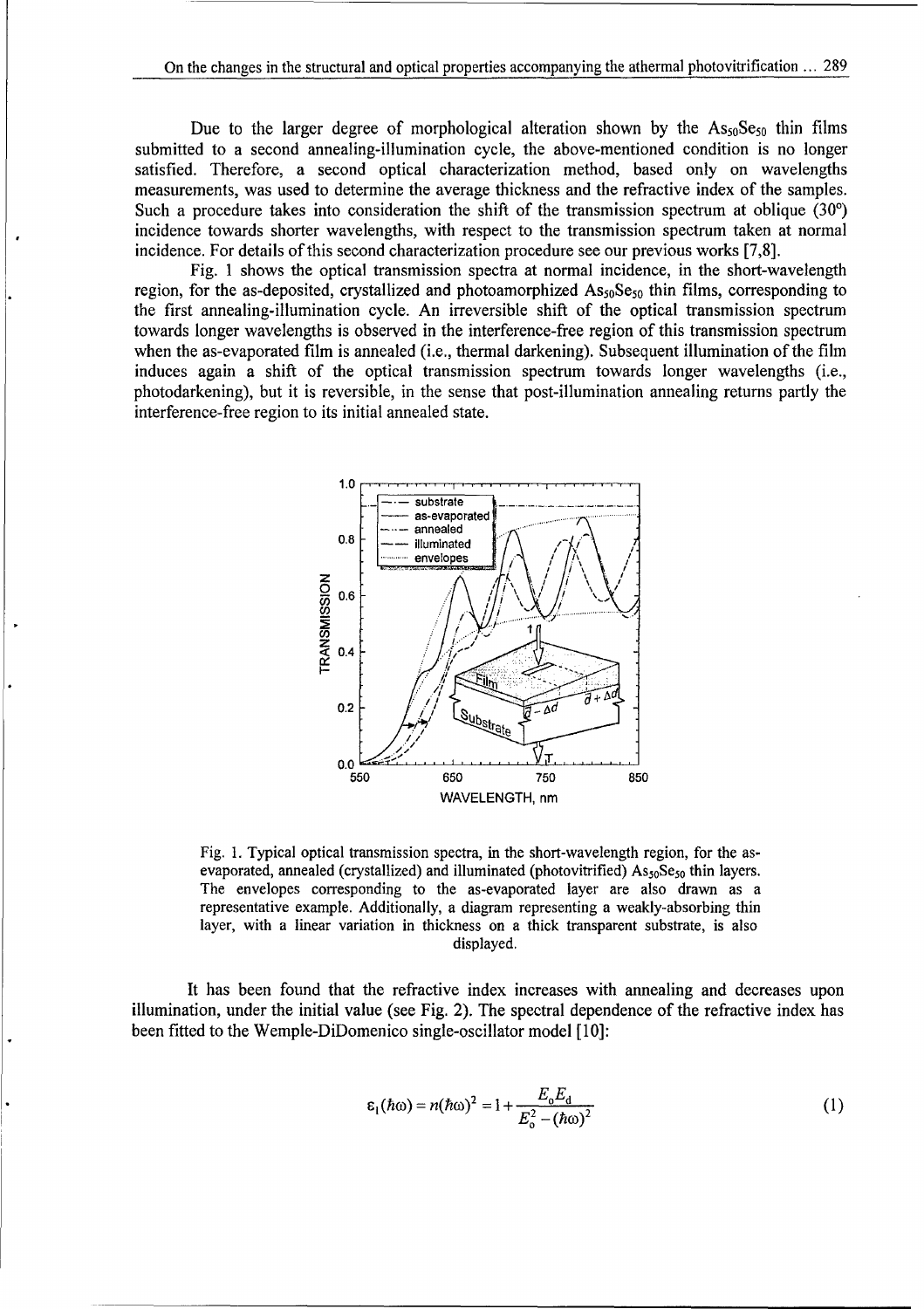Due to the larger degree of morphological alteration shown by the $As_{50}Se_{50}$ thin films submitted to a second annealing-illumination cycle, the above-mentioned condition is no longer satisfied. Therefore, a second optical characterization method, based only on wavelengths measurements, was used to determine the average thickness and the refractive index of the samples. Such a procedure takes into consideration the shift of the transmission spectrum at oblique (30°) incidence towards shorter wavelengths, with respect to the transmission spectrum taken at normal incidence. For details of this second characterization procedure see our previous works [7,8].

Fig. 1 shows the optical transmission spectra at normal incidence, in the short-wavelength region, for the as-deposited, crystallized and photoamorphized $As_{50}Se_{50}$ thin films, corresponding to the first annealing-illumination cycle. An irreversible shift of the optical transmission spectrum towards longer wavelengths is observed in the interference-free region of this transmission spectrum when the as-evaporated film is annealed (i.e., thermal darkening). Subsequent illumination of the film induces again a shift of the optical transmission spectrum towards longer wavelengths (i.e., photodarkening), but it is reversible, in the sense that post-illumination annealing returns partly the interference-free region to its initial annealed state.

Fig. 1. Typical optical transmission spectra, in the short-wavelength region, for the as-evaporated, annealed (crystallized) and illuminated (photovitrified) $As_{50}Se_{50}$ thin layers. The envelopes corresponding to the as-evaporated layer are also drawn as a representative example. Additionally, a diagram representing a weakly-absorbing thin layer, with a linear variation in thickness on a thick transparent substrate, is also displayed.

It has been found that the refractive index increases with annealing and decreases upon illumination, under the initial value (see Fig. 2). The spectral dependence of the refractive index has been fitted to the Wemple-DiDomenico single-oscillator model [10]:

$$\varepsilon_1(\hbar\omega) = n(\hbar\omega)^2 = 1 + \frac{E_0 E_d}{E_0^2 - (\hbar\omega)^2} \tag{1}$$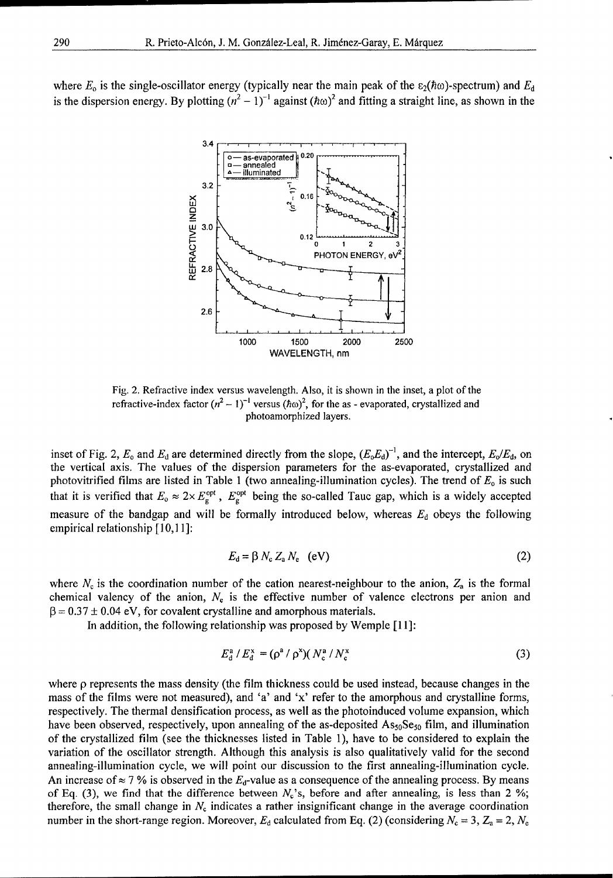where $E_o$ is the single-oscillator energy (typically near the main peak of the $\varepsilon_2(\hbar\omega)$-spectrum) and $E_d$ is the dispersion energy. By plotting $(n^2 - 1)^{-1}$ against $(\hbar\omega)^2$ and fitting a straight line, as shown in the

Fig. 2. Refractive index versus wavelength. Also, it is shown in the inset, a plot of the refractive-index factor $(n^2 - 1)^{-1}$ versus $(\hbar\omega)^2$, for the as - evaporated, crystallized and photoamorphized layers.

inset of Fig. 2, $E_o$ and $E_d$ are determined directly from the slope, $(E_oE_d)^{-1}$, and the intercept, $E_o/E_d$, on the vertical axis. The values of the dispersion parameters for the as-evaporated, crystallized and photovitrified films are listed in Table 1 (two annealing-illumination cycles). The trend of $E_o$ is such that it is verified that $E_o \approx 2\times E_g^{opt}$, $E_g^{opt}$ being the so-called Tauc gap, which is a widely accepted measure of the bandgap and will be formally introduced below, whereas $E_d$ obeys the following empirical relationship [10,11]:

$$E_d = \beta N_c Z_a N_e \quad \text{(eV)} \tag{2}$$

where $N_c$ is the coordination number of the cation nearest-neighbour to the anion, $Z_a$ is the formal chemical valency of the anion, $N_e$ is the effective number of valence electrons per anion and $\beta = 0.37 \pm 0.04$ eV, for covalent crystalline and amorphous materials.

In addition, the following relationship was proposed by Wemple [11]:

$$E_d^a / E_d^x = (\rho^a / \rho^x)( N_c^a / N_c^x \tag{3}$$

where $\rho$ represents the mass density (the film thickness could be used instead, because changes in the mass of the films were not measured), and 'a' and 'x' refer to the amorphous and crystalline forms, respectively. The thermal densification process, as well as the photoinduced volume expansion, which have been observed, respectively, upon annealing of the as-deposited $As_{50}Se_{50}$ film, and illumination of the crystallized film (see the thicknesses listed in Table 1), have to be considered to explain the variation of the oscillator strength. Although this analysis is also qualitatively valid for the second annealing-illumination cycle, we will point our discussion to the first annealing-illumination cycle. An increase of $\approx 7$ % is observed in the $E_d$-value as a consequence of the annealing process. By means of Eq. (3), we find that the difference between $N_c$'s, before and after annealing, is less than 2 %; therefore, the small change in $N_c$ indicates a rather insignificant change in the average coordination number in the short-range region. Moreover, $E_d$ calculated from Eq. (2) (considering $N_c = 3$, $Z_a = 2$, $N_e$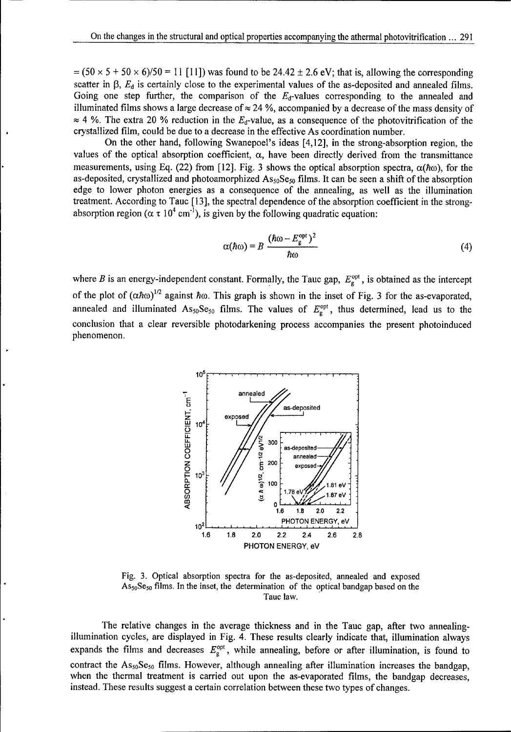$= (50 \times 5 + 50 \times 6)/50 = 11$ [11]) was found to be $24.42 \pm 2.6$ eV; that is, allowing the corresponding scatter in $\beta$, $E_d$ is certainly close to the experimental values of the as-deposited and annealed films. Going one step further, the comparison of the $E_d$-values corresponding to the annealed and illuminated films shows a large decrease of $\approx 24$ %, accompanied by a decrease of the mass density of $\approx 4$ %. The extra 20 % reduction in the $E_d$-value, as a consequence of the photovitrification of the crystallized film, could be due to a decrease in the effective As coordination number.

On the other hand, following Swanepoel's ideas [4,12], in the strong-absorption region, the values of the optical absorption coefficient, $\alpha$, have been directly derived from the transmittance measurements, using Eq. (22) from [12]. Fig. 3 shows the optical absorption spectra, $\alpha(\hbar\omega)$, for the as-deposited, crystallized and photoamorphized $As_{50}Se_{50}$ films. It can be seen a shift of the absorption edge to lower photon energies as a consequence of the annealing, as well as the illumination treatment. According to Tauc [13], the spectral dependence of the absorption coefficient in the strong-absorption region ($\alpha \tau 10^4$ cm$^{-1}$), is given by the following quadratic equation:

$$\alpha(\hbar\omega) = B\,\frac{(\hbar\omega - E_g^{opt})^2}{\hbar\omega} \tag{4}$$

where $B$ is an energy-independent constant. Formally, the Tauc gap, $E_g^{opt}$, is obtained as the intercept of the plot of $(\alpha\hbar\omega)^{1/2}$ against $\hbar\omega$. This graph is shown in the inset of Fig. 3 for the as-evaporated, annealed and illuminated $As_{50}Se_{50}$ films. The values of $E_g^{opt}$, thus determined, lead us to the conclusion that a clear reversible photodarkening process accompanies the present photoinduced phenomenon.

Fig. 3. Optical absorption spectra for the as-deposited, annealed and exposed $As_{50}Se_{50}$ films. In the inset, the determination of the optical bandgap based on the Tauc law.

The relative changes in the average thickness and in the Tauc gap, after two annealing-illumination cycles, are displayed in Fig. 4. These results clearly indicate that, illumination always expands the films and decreases $E_g^{opt}$, while annealing, before or after illumination, is found to contract the $As_{50}Se_{50}$ films. However, although annealing after illumination increases the bandgap, when the thermal treatment is carried out upon the as-evaporated films, the bandgap decreases, instead. These results suggest a certain correlation between these two types of changes.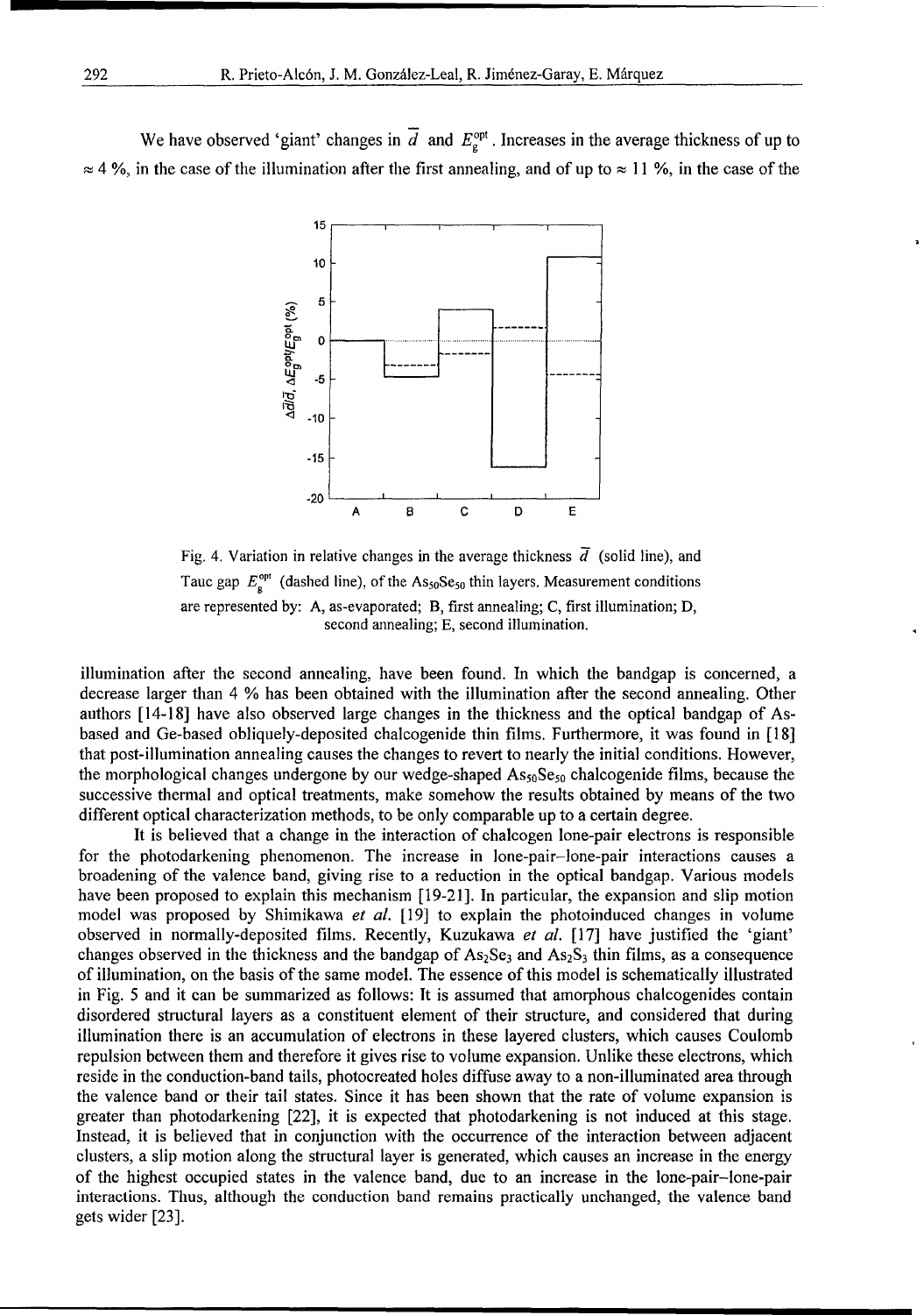We have observed 'giant' changes in $\overline{d}$ and $E_g^{opt}$. Increases in the average thickness of up to $\approx 4$ %, in the case of the illumination after the first annealing, and of up to $\approx 11$ %, in the case of the

Fig. 4. Variation in relative changes in the average thickness $\overline{d}$ (solid line), and Tauc gap $E_g^{opt}$ (dashed line), of the $As_{50}Se_{50}$ thin layers. Measurement conditions are represented by: A, as-evaporated; B, first annealing; C, first illumination; D, second annealing; E, second illumination.

illumination after the second annealing, have been found. In which the bandgap is concerned, a decrease larger than 4 % has been obtained with the illumination after the second annealing. Other authors [14-18] have also observed large changes in the thickness and the optical bandgap of As-based and Ge-based obliquely-deposited chalcogenide thin films. Furthermore, it was found in [18] that post-illumination annealing causes the changes to revert to nearly the initial conditions. However, the morphological changes undergone by our wedge-shaped $As_{50}Se_{50}$ chalcogenide films, because the successive thermal and optical treatments, make somehow the results obtained by means of the two different optical characterization methods, to be only comparable up to a certain degree.

It is believed that a change in the interaction of chalcogen lone-pair electrons is responsible for the photodarkening phenomenon. The increase in lone-pair–lone-pair interactions causes a broadening of the valence band, giving rise to a reduction in the optical bandgap. Various models have been proposed to explain this mechanism [19-21]. In particular, the expansion and slip motion model was proposed by Shimikawa *et al.* [19] to explain the photoinduced changes in volume observed in normally-deposited films. Recently, Kuzukawa *et al.* [17] have justified the 'giant' changes observed in the thickness and the bandgap of $As_2Se_3$ and $As_2S_3$ thin films, as a consequence of illumination, on the basis of the same model. The essence of this model is schematically illustrated in Fig. 5 and it can be summarized as follows: It is assumed that amorphous chalcogenides contain disordered structural layers as a constituent element of their structure, and considered that during illumination there is an accumulation of electrons in these layered clusters, which causes Coulomb repulsion between them and therefore it gives rise to volume expansion. Unlike these electrons, which reside in the conduction-band tails, photocreated holes diffuse away to a non-illuminated area through the valence band or their tail states. Since it has been shown that the rate of volume expansion is greater than photodarkening [22], it is expected that photodarkening is not induced at this stage. Instead, it is believed that in conjunction with the occurrence of the interaction between adjacent clusters, a slip motion along the structural layer is generated, which causes an increase in the energy of the highest occupied states in the valence band, due to an increase in the lone-pair–lone-pair interactions. Thus, although the conduction band remains practically unchanged, the valence band gets wider [23].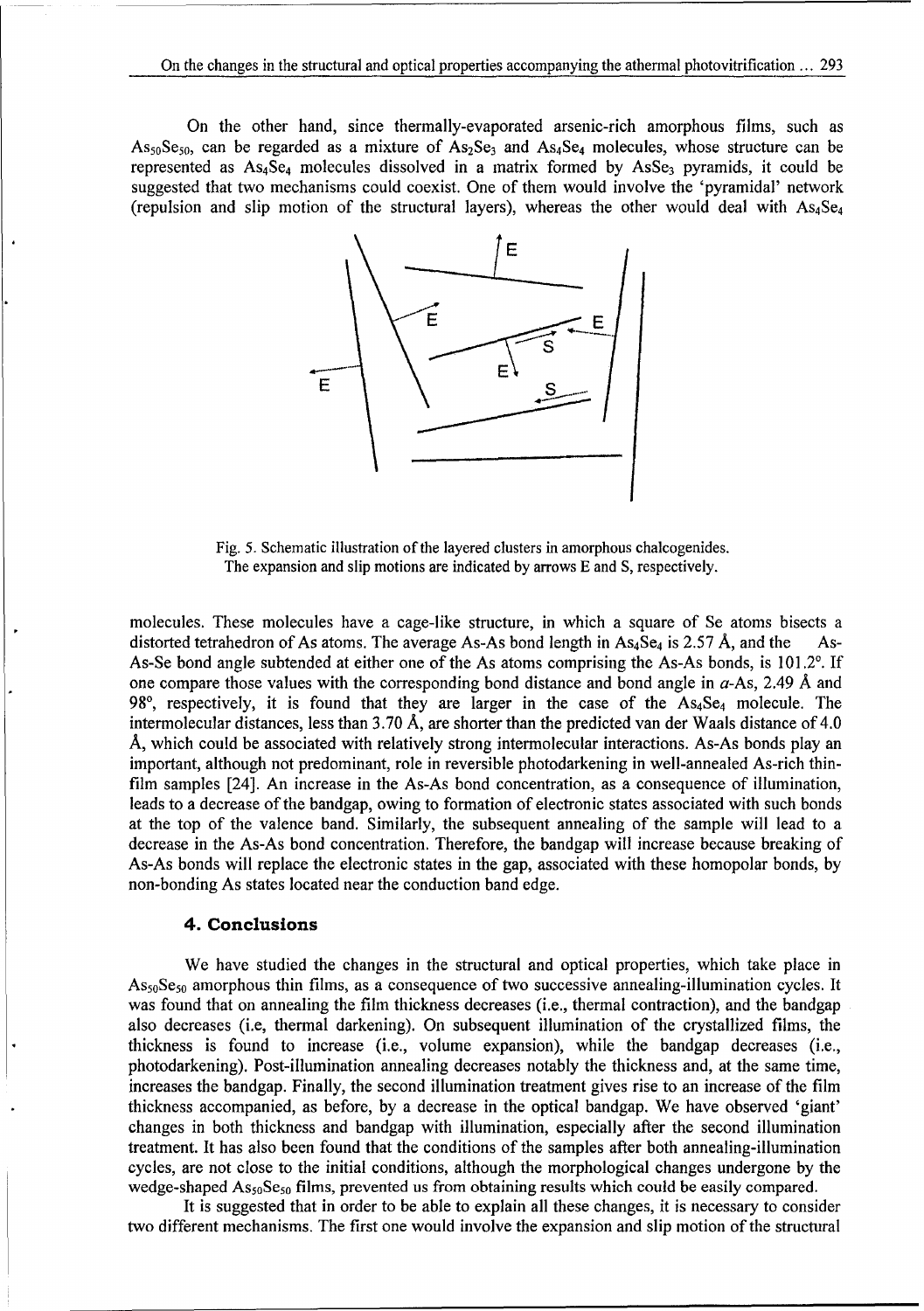On the other hand, since thermally-evaporated arsenic-rich amorphous films, such as $As_{50}Se_{50}$, can be regarded as a mixture of $As_2Se_3$ and $As_4Se_4$ molecules, whose structure can be represented as $As_4Se_4$ molecules dissolved in a matrix formed by $AsSe_3$ pyramids, it could be suggested that two mechanisms could coexist. One of them would involve the 'pyramidal' network (repulsion and slip motion of the structural layers), whereas the other would deal with $As_4Se_4$ molecules. These molecules have a cage-like structure, in which a square of Se atoms bisects a distorted tetrahedron of As atoms. The average As-As bond length in $As_4Se_4$ is 2.57 Å, and the As-As-Se bond angle subtended at either one of the As atoms comprising the As-As bonds, is 101.2°. If one compare those values with the corresponding bond distance and bond angle in $a$-As, 2.49 Å and 98°, respectively, it is found that they are larger in the case of the $As_4Se_4$ molecule. The intermolecular distances, less than 3.70 Å, are shorter than the predicted van der Waals distance of 4.0 Å, which could be associated with relatively strong intermolecular interactions. As-As bonds play an important, although not predominant, role in reversible photodarkening in well-annealed As-rich thin-film samples [24]. An increase in the As-As bond concentration, as a consequence of illumination, leads to a decrease of the bandgap, owing to formation of electronic states associated with such bonds at the top of the valence band. Similarly, the subsequent annealing of the sample will lead to a decrease in the As-As bond concentration. Therefore, the bandgap will increase because breaking of As-As bonds will replace the electronic states in the gap, associated with these homopolar bonds, by non-bonding As states located near the conduction band edge.

Fig. 5. Schematic illustration of the layered clusters in amorphous chalcogenides. The expansion and slip motions are indicated by arrows E and S, respectively.

## 4. Conclusions

We have studied the changes in the structural and optical properties, which take place in $As_{50}Se_{50}$ amorphous thin films, as a consequence of two successive annealing-illumination cycles. It was found that on annealing the film thickness decreases (i.e., thermal contraction), and the bandgap also decreases (i.e, thermal darkening). On subsequent illumination of the crystallized films, the thickness is found to increase (i.e., volume expansion), while the bandgap decreases (i.e., photodarkening). Post-illumination annealing decreases notably the thickness and, at the same time, increases the bandgap. Finally, the second illumination treatment gives rise to an increase of the film thickness accompanied, as before, by a decrease in the optical bandgap. We have observed 'giant' changes in both thickness and bandgap with illumination, especially after the second illumination treatment. It has also been found that the conditions of the samples after both annealing-illumination cycles, are not close to the initial conditions, although the morphological changes undergone by the wedge-shaped $As_{50}Se_{50}$ films, prevented us from obtaining results which could be easily compared.

It is suggested that in order to be able to explain all these changes, it is necessary to consider two different mechanisms. The first one would involve the expansion and slip motion of the structural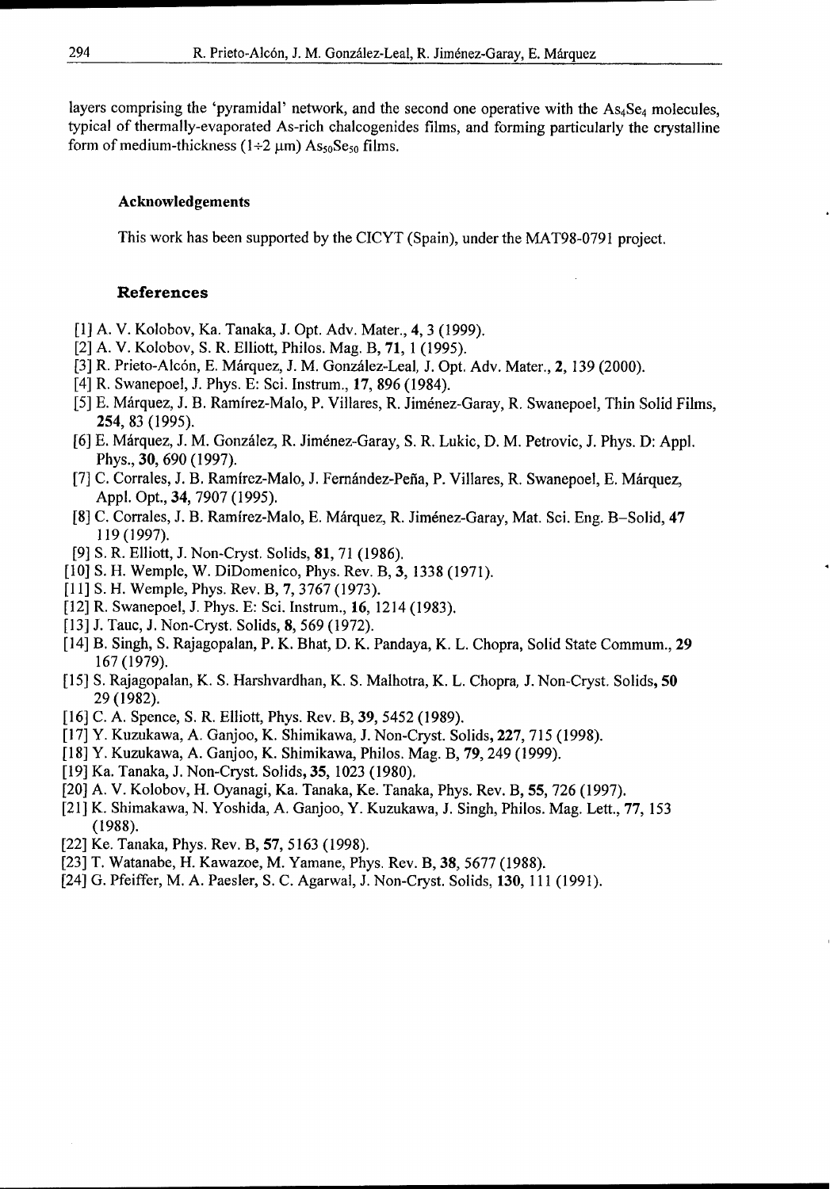layers comprising the 'pyramidal' network, and the second one operative with the $As_4Se_4$ molecules, typical of thermally-evaporated As-rich chalcogenides films, and forming particularly the crystalline form of medium-thickness (1÷2 μm) $As_{50}Se_{50}$ films.

### Acknowledgements

This work has been supported by the CICYT (Spain), under the MAT98-0791 project.

## References

[1] A. V. Kolobov, Ka. Tanaka, J. Opt. Adv. Mater., **4**, 3 (1999).
[2] A. V. Kolobov, S. R. Elliott, Philos. Mag. B, **71**, 1 (1995).
[3] R. Prieto-Alcón, E. Márquez, J. M. González-Leal, J. Opt. Adv. Mater., **2**, 139 (2000).
[4] R. Swanepoel, J. Phys. E: Sci. Instrum., **17**, 896 (1984).
[5] E. Márquez, J. B. Ramírez-Malo, P. Villares, R. Jiménez-Garay, R. Swanepoel, Thin Solid Films, **254**, 83 (1995).
[6] E. Márquez, J. M. González, R. Jiménez-Garay, S. R. Lukic, D. M. Petrovic, J. Phys. D: Appl. Phys., **30**, 690 (1997).
[7] C. Corrales, J. B. Ramírez-Malo, J. Fernández-Peña, P. Villares, R. Swanepoel, E. Márquez, Appl. Opt., **34**, 7907 (1995).
[8] C. Corrales, J. B. Ramírez-Malo, E. Márquez, R. Jiménez-Garay, Mat. Sci. Eng. B–Solid, **47** 119 (1997).
[9] S. R. Elliott, J. Non-Cryst. Solids, **81**, 71 (1986).
[10] S. H. Wemple, W. DiDomenico, Phys. Rev. B, **3**, 1338 (1971).
[11] S. H. Wemple, Phys. Rev. B, **7**, 3767 (1973).
[12] R. Swanepoel, J. Phys. E: Sci. Instrum., **16**, 1214 (1983).
[13] J. Tauc, J. Non-Cryst. Solids, **8**, 569 (1972).
[14] B. Singh, S. Rajagopalan, P. K. Bhat, D. K. Pandaya, K. L. Chopra, Solid State Commum., **29** 167 (1979).
[15] S. Rajagopalan, K. S. Harshvardhan, K. S. Malhotra, K. L. Chopra, J. Non-Cryst. Solids, **50** 29 (1982).
[16] C. A. Spence, S. R. Elliott, Phys. Rev. B, **39**, 5452 (1989).
[17] Y. Kuzukawa, A. Ganjoo, K. Shimikawa, J. Non-Cryst. Solids, **227**, 715 (1998).
[18] Y. Kuzukawa, A. Ganjoo, K. Shimikawa, Philos. Mag. B, **79**, 249 (1999).
[19] Ka. Tanaka, J. Non-Cryst. Solids, **35**, 1023 (1980).
[20] A. V. Kolobov, H. Oyanagi, Ka. Tanaka, Ke. Tanaka, Phys. Rev. B, **55**, 726 (1997).
[21] K. Shimakawa, N. Yoshida, A. Ganjoo, Y. Kuzukawa, J. Singh, Philos. Mag. Lett., **77**, 153 (1988).
[22] Ke. Tanaka, Phys. Rev. B, **57**, 5163 (1998).
[23] T. Watanabe, H. Kawazoe, M. Yamane, Phys. Rev. B, **38**, 5677 (1988).
[24] G. Pfeiffer, M. A. Paesler, S. C. Agarwal, J. Non-Cryst. Solids, **130**, 111 (1991).